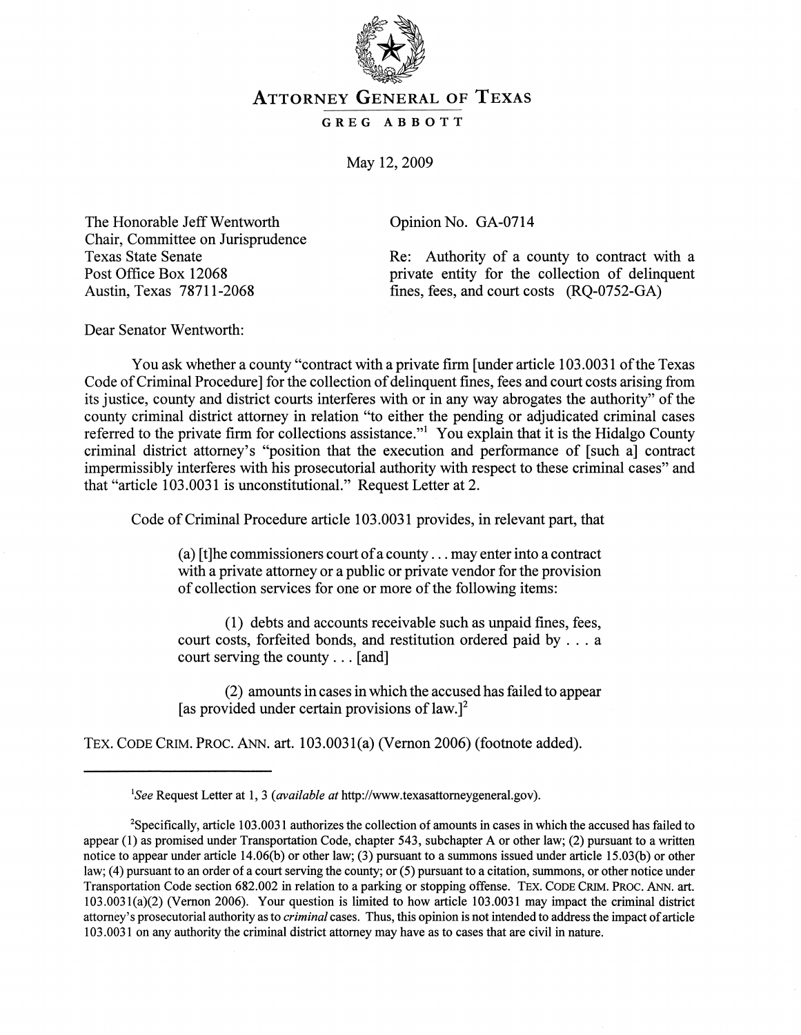# ATTORNEY GENERAL OF TEXAS

## GREG ABBOTT

May 12, 2009

The Honorable Jeff Wentworth
Chair, Committee on Jurisprudence
Texas State Senate
Post Office Box 12068
Austin, Texas 78711-2068

Opinion No. GA-0714

Re: Authority of a county to contract with a private entity for the collection of delinquent fines, fees, and court costs (RQ-0752-GA)

Dear Senator Wentworth:

You ask whether a county "contract with a private firm [under article 103.0031 of the Texas Code of Criminal Procedure] for the collection of delinquent fines, fees and court costs arising from its justice, county and district courts interferes with or in any way abrogates the authority" of the county criminal district attorney in relation "to either the pending or adjudicated criminal cases referred to the private firm for collections assistance."[1] You explain that it is the Hidalgo County criminal district attorney's "position that the execution and performance of [such a] contract impermissibly interferes with his prosecutorial authority with respect to these criminal cases" and that "article 103.0031 is unconstitutional." Request Letter at 2.

Code of Criminal Procedure article 103.0031 provides, in relevant part, that

> (a) [t]he commissioners court of a county . . . may enter into a contract with a private attorney or a public or private vendor for the provision of collection services for one or more of the following items:
>
> (1) debts and accounts receivable such as unpaid fines, fees, court costs, forfeited bonds, and restitution ordered paid by . . . a court serving the county . . . [and]
>
> (2) amounts in cases in which the accused has failed to appear [as provided under certain provisions of law.][2]

TEX. CODE CRIM. PROC. ANN. art. 103.0031(a) (Vernon 2006) (footnote added).

---

[1]*See* Request Letter at 1, 3 (*available at* http://www.texasattorneygeneral.gov).

[2]Specifically, article 103.0031 authorizes the collection of amounts in cases in which the accused has failed to appear (1) as promised under Transportation Code, chapter 543, subchapter A or other law; (2) pursuant to a written notice to appear under article 14.06(b) or other law; (3) pursuant to a summons issued under article 15.03(b) or other law; (4) pursuant to an order of a court serving the county; or (5) pursuant to a citation, summons, or other notice under Transportation Code section 682.002 in relation to a parking or stopping offense. TEX. CODE CRIM. PROC. ANN. art. 103.0031(a)(2) (Vernon 2006). Your question is limited to how article 103.0031 may impact the criminal district attorney's prosecutorial authority as to *criminal* cases. Thus, this opinion is not intended to address the impact of article 103.0031 on any authority the criminal district attorney may have as to cases that are civil in nature.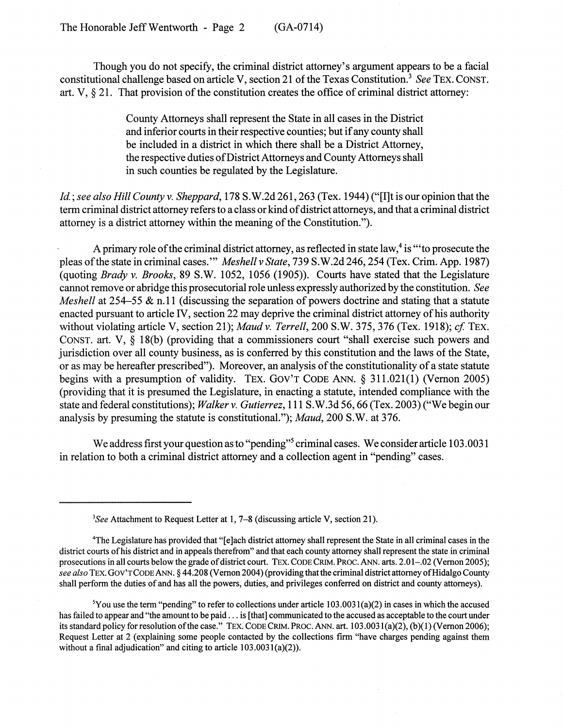Though you do not specify, the criminal district attorney's argument appears to be a facial constitutional challenge based on article V, section 21 of the Texas Constitution.[3] *See* TEX. CONST. art. V, § 21. That provision of the constitution creates the office of criminal district attorney:

> County Attorneys shall represent the State in all cases in the District and inferior courts in their respective counties; but if any county shall be included in a district in which there shall be a District Attorney, the respective duties of District Attorneys and County Attorneys shall in such counties be regulated by the Legislature.

*Id.*; *see also Hill County v. Sheppard*, 178 S.W.2d 261, 263 (Tex. 1944) ("[I]t is our opinion that the term criminal district attorney refers to a class or kind of district attorneys, and that a criminal district attorney is a district attorney within the meaning of the Constitution.").

A primary role of the criminal district attorney, as reflected in state law,[4] is "'to prosecute the pleas of the state in criminal cases.'" *Meshell v State*, 739 S.W.2d 246, 254 (Tex. Crim. App. 1987) (quoting *Brady v. Brooks*, 89 S.W. 1052, 1056 (1905)). Courts have stated that the Legislature cannot remove or abridge this prosecutorial role unless expressly authorized by the constitution. *See Meshell* at 254–55 & n.11 (discussing the separation of powers doctrine and stating that a statute enacted pursuant to article IV, section 22 may deprive the criminal district attorney of his authority without violating article V, section 21); *Maud v. Terrell*, 200 S.W. 375, 376 (Tex. 1918); *cf.* TEX. CONST. art. V, § 18(b) (providing that a commissioners court "shall exercise such powers and jurisdiction over all county business, as is conferred by this constitution and the laws of the State, or as may be hereafter prescribed"). Moreover, an analysis of the constitutionality of a state statute begins with a presumption of validity. TEX. GOV'T CODE ANN. § 311.021(1) (Vernon 2005) (providing that it is presumed the Legislature, in enacting a statute, intended compliance with the state and federal constitutions); *Walker v. Gutierrez*, 111 S.W.3d 56, 66 (Tex. 2003) ("We begin our analysis by presuming the statute is constitutional."); *Maud*, 200 S.W. at 376.

We address first your question as to "pending"[5] criminal cases. We consider article 103.0031 in relation to both a criminal district attorney and a collection agent in "pending" cases.

---

[3] *See* Attachment to Request Letter at 1, 7–8 (discussing article V, section 21).

[4] The Legislature has provided that "[e]ach district attorney shall represent the State in all criminal cases in the district courts of his district and in appeals therefrom" and that each county attorney shall represent the state in criminal prosecutions in all courts below the grade of district court. TEX. CODE CRIM. PROC. ANN. arts. 2.01–.02 (Vernon 2005); *see also* TEX. GOV'T CODE ANN. § 44.208 (Vernon 2004) (providing that the criminal district attorney of Hidalgo County shall perform the duties of and has all the powers, duties, and privileges conferred on district and county attorneys).

[5] You use the term "pending" to refer to collections under article 103.0031(a)(2) in cases in which the accused has failed to appear and "the amount to be paid . . . is [that] communicated to the accused as acceptable to the court under its standard policy for resolution of the case." TEX. CODE CRIM. PROC. ANN. art. 103.0031(a)(2), (b)(1) (Vernon 2006); Request Letter at 2 (explaining some people contacted by the collections firm "have charges pending against them without a final adjudication" and citing to article 103.0031(a)(2)).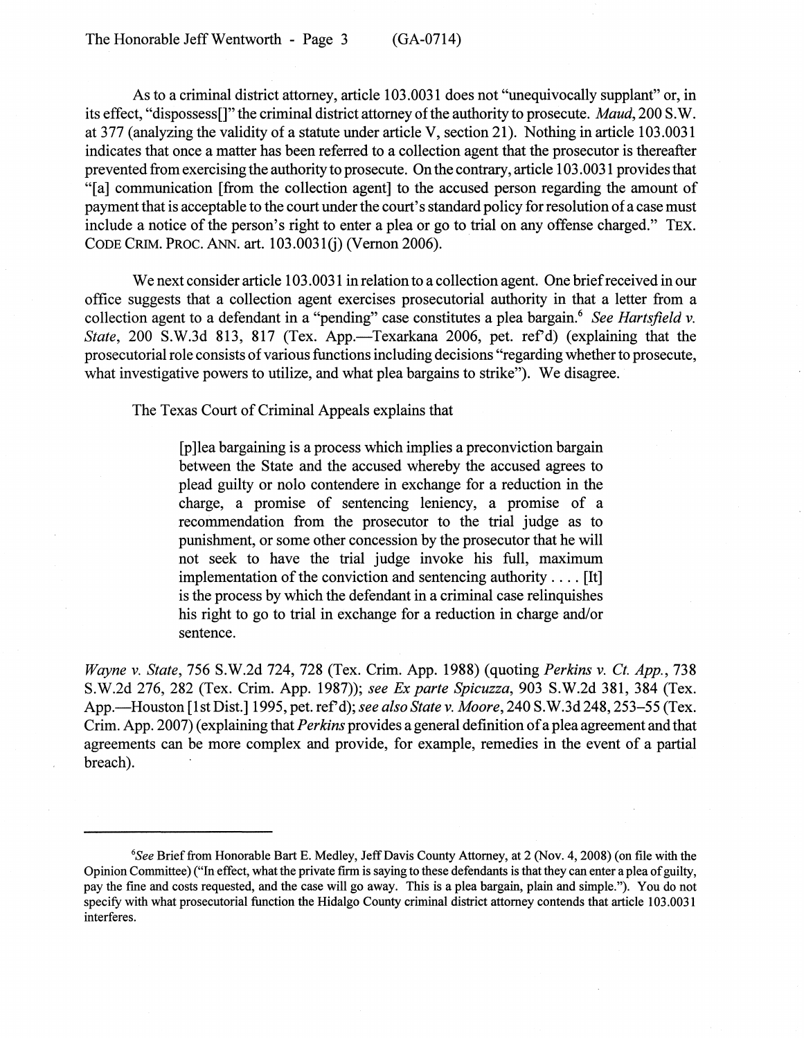As to a criminal district attorney, article 103.0031 does not "unequivocally supplant" or, in its effect, "dispossess[]" the criminal district attorney of the authority to prosecute. *Maud*, 200 S.W. at 377 (analyzing the validity of a statute under article V, section 21). Nothing in article 103.0031 indicates that once a matter has been referred to a collection agent that the prosecutor is thereafter prevented from exercising the authority to prosecute. On the contrary, article 103.0031 provides that "[a] communication [from the collection agent] to the accused person regarding the amount of payment that is acceptable to the court under the court's standard policy for resolution of a case must include a notice of the person's right to enter a plea or go to trial on any offense charged." TEX. CODE CRIM. PROC. ANN. art. 103.0031(j) (Vernon 2006).

We next consider article 103.0031 in relation to a collection agent. One brief received in our office suggests that a collection agent exercises prosecutorial authority in that a letter from a collection agent to a defendant in a "pending" case constitutes a plea bargain.[6] *See Hartsfield v. State*, 200 S.W.3d 813, 817 (Tex. App.—Texarkana 2006, pet. ref'd) (explaining that the prosecutorial role consists of various functions including decisions "regarding whether to prosecute, what investigative powers to utilize, and what plea bargains to strike"). We disagree.

The Texas Court of Criminal Appeals explains that

> [p]lea bargaining is a process which implies a preconviction bargain between the State and the accused whereby the accused agrees to plead guilty or nolo contendere in exchange for a reduction in the charge, a promise of sentencing leniency, a promise of a recommendation from the prosecutor to the trial judge as to punishment, or some other concession by the prosecutor that he will not seek to have the trial judge invoke his full, maximum implementation of the conviction and sentencing authority . . . . [It] is the process by which the defendant in a criminal case relinquishes his right to go to trial in exchange for a reduction in charge and/or sentence.

*Wayne v. State*, 756 S.W.2d 724, 728 (Tex. Crim. App. 1988) (quoting *Perkins v. Ct. App.*, 738 S.W.2d 276, 282 (Tex. Crim. App. 1987)); *see Ex parte Spicuzza*, 903 S.W.2d 381, 384 (Tex. App.—Houston [1st Dist.] 1995, pet. ref'd); *see also State v. Moore*, 240 S.W.3d 248, 253–55 (Tex. Crim. App. 2007) (explaining that *Perkins* provides a general definition of a plea agreement and that agreements can be more complex and provide, for example, remedies in the event of a partial breach).

---

[6]*See* Brief from Honorable Bart E. Medley, Jeff Davis County Attorney, at 2 (Nov. 4, 2008) (on file with the Opinion Committee) ("In effect, what the private firm is saying to these defendants is that they can enter a plea of guilty, pay the fine and costs requested, and the case will go away. This is a plea bargain, plain and simple."). You do not specify with what prosecutorial function the Hidalgo County criminal district attorney contends that article 103.0031 interferes.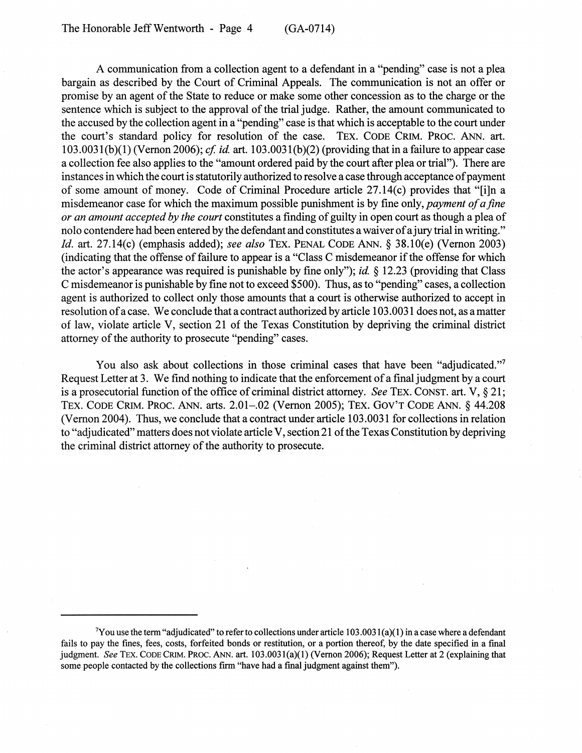A communication from a collection agent to a defendant in a "pending" case is not a plea bargain as described by the Court of Criminal Appeals. The communication is not an offer or promise by an agent of the State to reduce or make some other concession as to the charge or the sentence which is subject to the approval of the trial judge. Rather, the amount communicated to the accused by the collection agent in a "pending" case is that which is acceptable to the court under the court's standard policy for resolution of the case. TEX. CODE CRIM. PROC. ANN. art. 103.0031(b)(1) (Vernon 2006); *cf. id.* art. 103.0031(b)(2) (providing that in a failure to appear case a collection fee also applies to the "amount ordered paid by the court after plea or trial"). There are instances in which the court is statutorily authorized to resolve a case through acceptance of payment of some amount of money. Code of Criminal Procedure article 27.14(c) provides that "[i]n a misdemeanor case for which the maximum possible punishment is by fine only, *payment of a fine or an amount accepted by the court* constitutes a finding of guilty in open court as though a plea of nolo contendere had been entered by the defendant and constitutes a waiver of a jury trial in writing." *Id.* art. 27.14(c) (emphasis added); *see also* TEX. PENAL CODE ANN. § 38.10(e) (Vernon 2003) (indicating that the offense of failure to appear is a "Class C misdemeanor if the offense for which the actor's appearance was required is punishable by fine only"); *id.* § 12.23 (providing that Class C misdemeanor is punishable by fine not to exceed $500). Thus, as to "pending" cases, a collection agent is authorized to collect only those amounts that a court is otherwise authorized to accept in resolution of a case. We conclude that a contract authorized by article 103.0031 does not, as a matter of law, violate article V, section 21 of the Texas Constitution by depriving the criminal district attorney of the authority to prosecute "pending" cases.

You also ask about collections in those criminal cases that have been "adjudicated."[7] Request Letter at 3. We find nothing to indicate that the enforcement of a final judgment by a court is a prosecutorial function of the office of criminal district attorney. *See* TEX. CONST. art. V, § 21; TEX. CODE CRIM. PROC. ANN. arts. 2.01–.02 (Vernon 2005); TEX. GOV'T CODE ANN. § 44.208 (Vernon 2004). Thus, we conclude that a contract under article 103.0031 for collections in relation to "adjudicated" matters does not violate article V, section 21 of the Texas Constitution by depriving the criminal district attorney of the authority to prosecute.

---

[7]You use the term "adjudicated" to refer to collections under article 103.0031(a)(1) in a case where a defendant fails to pay the fines, fees, costs, forfeited bonds or restitution, or a portion thereof, by the date specified in a final judgment. *See* TEX. CODE CRIM. PROC. ANN. art. 103.0031(a)(1) (Vernon 2006); Request Letter at 2 (explaining that some people contacted by the collections firm "have had a final judgment against them").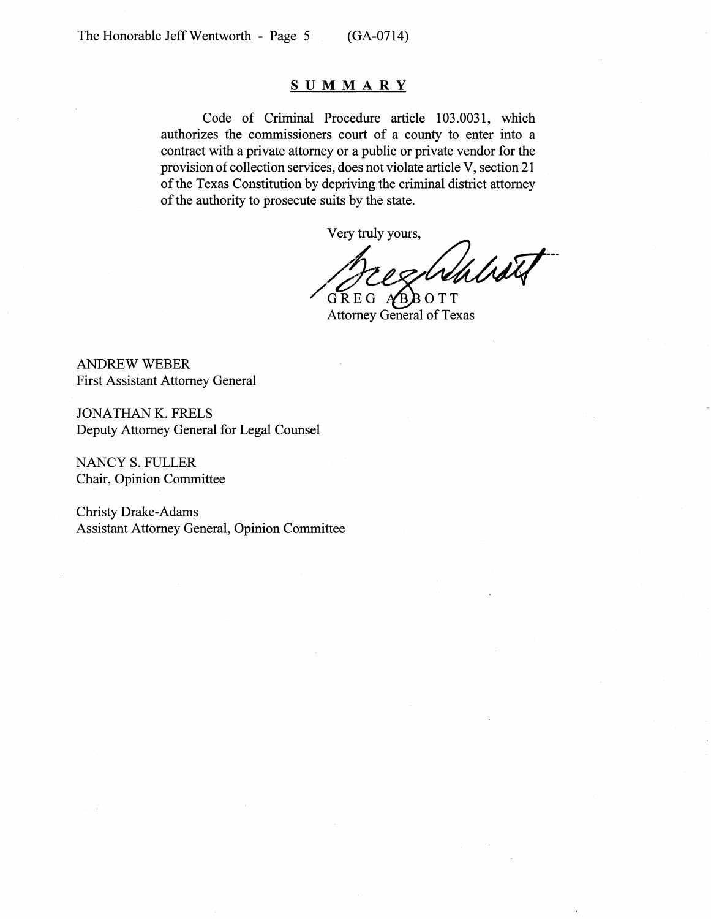## SUMMARY

Code of Criminal Procedure article 103.0031, which authorizes the commissioners court of a county to enter into a contract with a private attorney or a public or private vendor for the provision of collection services, does not violate article V, section 21 of the Texas Constitution by depriving the criminal district attorney of the authority to prosecute suits by the state.

Very truly yours,

GREG ABBOTT
Attorney General of Texas

ANDREW WEBER
First Assistant Attorney General

JONATHAN K. FRELS
Deputy Attorney General for Legal Counsel

NANCY S. FULLER
Chair, Opinion Committee

Christy Drake-Adams
Assistant Attorney General, Opinion Committee